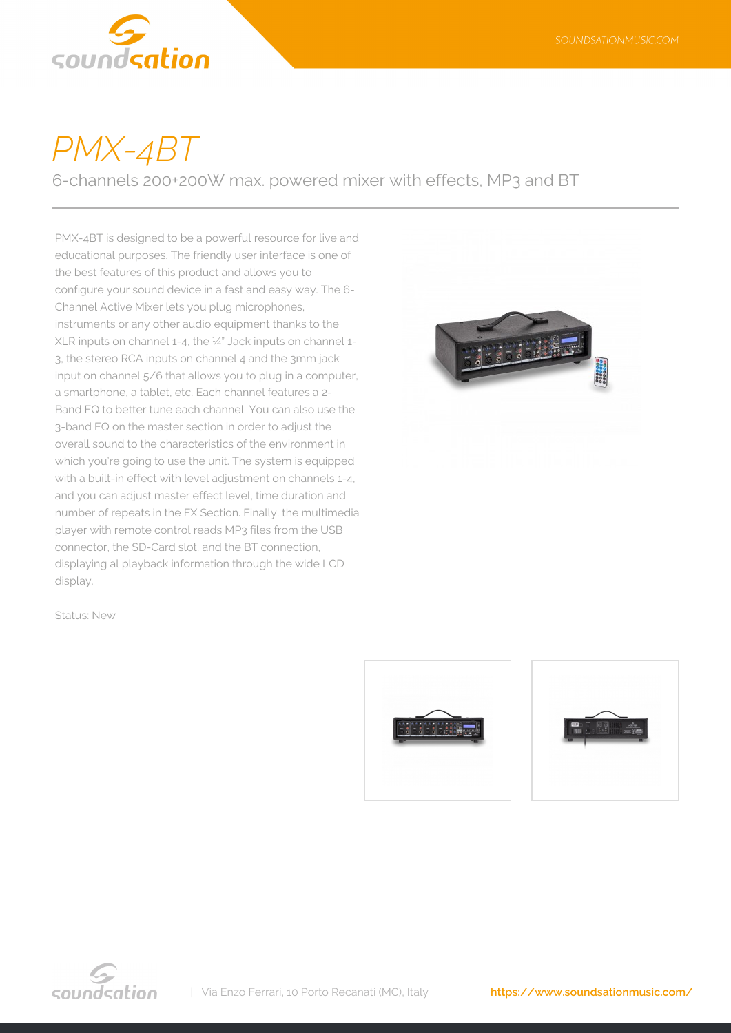# PMX-4BT

6-channels 200+200W max. powered mixer with effects, MP3 and BT

PMX-4BT is designed to be a powerful resource for live and educational purposes. The friendly user interface is one of the best features of this product and allows you to configure your sound device in a fast and easy way. The 6-Channel Active Mixer lets you plug microphones, instruments or any other audio equipment thanks to the XLR inputs on channel 1-4, the ¼" Jack inputs on channel 1-3, the stereo RCA inputs on channel 4 and the 3mm jack input on channel 5/6 that allows you to plug in a computer, a smartphone, a tablet, etc. Each channel features a 2-Band EQ to better tune each channel. You can also use the 3-band EQ on the master section in order to adjust the overall sound to the characteristics of the environment in which you're going to use the unit. The system is equipped with a built-in effect with level adjustment on channels 1-4, and you can adjust master effect level, time duration and number of repeats in the FX Section. Finally, the multimedia player with remote control reads MP3 files from the USB connector, the SD-Card slot, and the BT connection, displaying al playback information through the wide LCD display.

Status: New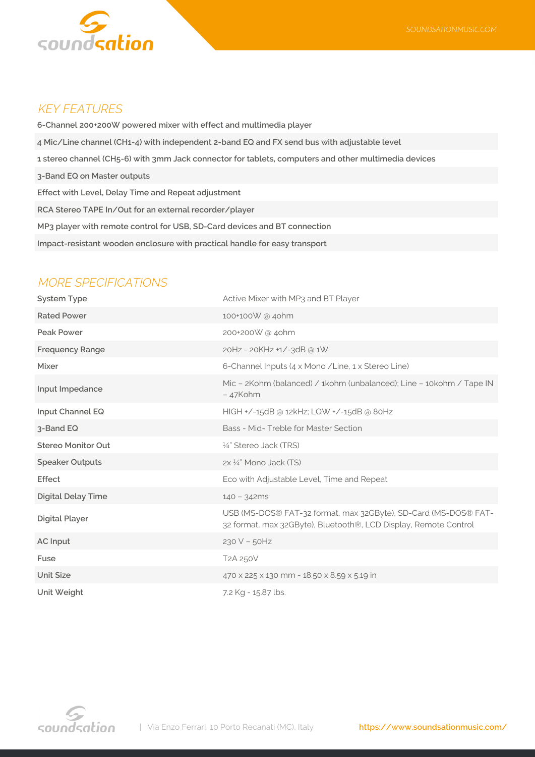## KEY FEATURES

- 6-Channel 200+200W powered mixer with effect and multimedia player
- 4 Mic/Line channel (CH1-4) with independent 2-band EQ and FX send bus with adjustable level
- 1 stereo channel (CH5-6) with 3mm Jack connector for tablets, computers and other multimedia devices
- 3-Band EQ on Master outputs
- Effect with Level, Delay Time and Repeat adjustment
- RCA Stereo TAPE In/Out for an external recorder/player
- MP3 player with remote control for USB, SD-Card devices and BT connection
- Impact-resistant wooden enclosure with practical handle for easy transport

## MORE SPECIFICATIONS

| | |
|---|---|
| System Type | Active Mixer with MP3 and BT Player |
| Rated Power | 100+100W @ 4ohm |
| Peak Power | 200+200W @ 4ohm |
| Frequency Range | 20Hz - 20KHz +1/-3dB @ 1W |
| Mixer | 6-Channel Inputs (4 x Mono /Line, 1 x Stereo Line) |
| Input Impedance | Mic – 2Kohm (balanced) / 1kohm (unbalanced); Line – 10kohm / Tape IN – 47Kohm |
| Input Channel EQ | HIGH +/-15dB @ 12kHz; LOW +/-15dB @ 80Hz |
| 3-Band EQ | Bass - Mid- Treble for Master Section |
| Stereo Monitor Out | ¼" Stereo Jack (TRS) |
| Speaker Outputs | 2x ¼" Mono Jack (TS) |
| Effect | Eco with Adjustable Level, Time and Repeat |
| Digital Delay Time | 140 – 342ms |
| Digital Player | USB (MS-DOS® FAT-32 format, max 32GByte), SD-Card (MS-DOS® FAT-32 format, max 32GByte), Bluetooth®, LCD Display, Remote Control |
| AC Input | 230 V – 50Hz |
| Fuse | T2A 250V |
| Unit Size | 470 x 225 x 130 mm - 18.50 x 8.59 x 5.19 in |
| Unit Weight | 7.2 Kg - 15.87 lbs. |

Via Enzo Ferrari, 10 Porto Recanati (MC), Italy | https://www.soundsationmusic.com/